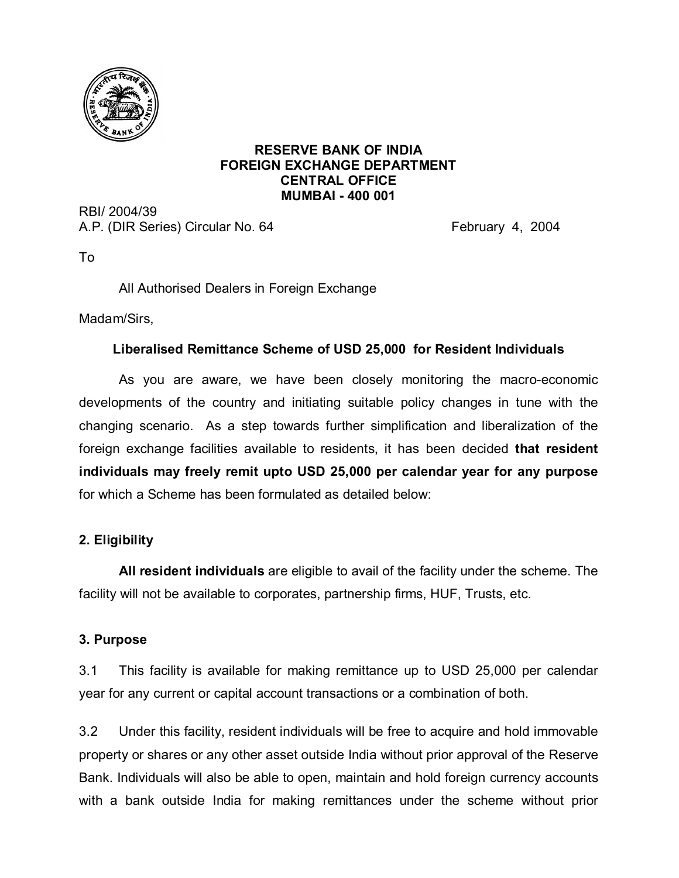**RESERVE BANK OF INDIA**
**FOREIGN EXCHANGE DEPARTMENT**
**CENTRAL OFFICE**
**MUMBAI - 400 001**

RBI/ 2004/39
A.P. (DIR Series) Circular No. 64 February 4, 2004

To

All Authorised Dealers in Foreign Exchange

Madam/Sirs,

**Liberalised Remittance Scheme of USD 25,000 for Resident Individuals**

As you are aware, we have been closely monitoring the macro-economic developments of the country and initiating suitable policy changes in tune with the changing scenario. As a step towards further simplification and liberalization of the foreign exchange facilities available to residents, it has been decided **that resident individuals may freely remit upto USD 25,000 per calendar year for any purpose** for which a Scheme has been formulated as detailed below:

**2. Eligibility**

**All resident individuals** are eligible to avail of the facility under the scheme. The facility will not be available to corporates, partnership firms, HUF, Trusts, etc.

**3. Purpose**

3.1 This facility is available for making remittance up to USD 25,000 per calendar year for any current or capital account transactions or a combination of both.

3.2 Under this facility, resident individuals will be free to acquire and hold immovable property or shares or any other asset outside India without prior approval of the Reserve Bank. Individuals will also be able to open, maintain and hold foreign currency accounts with a bank outside India for making remittances under the scheme without prior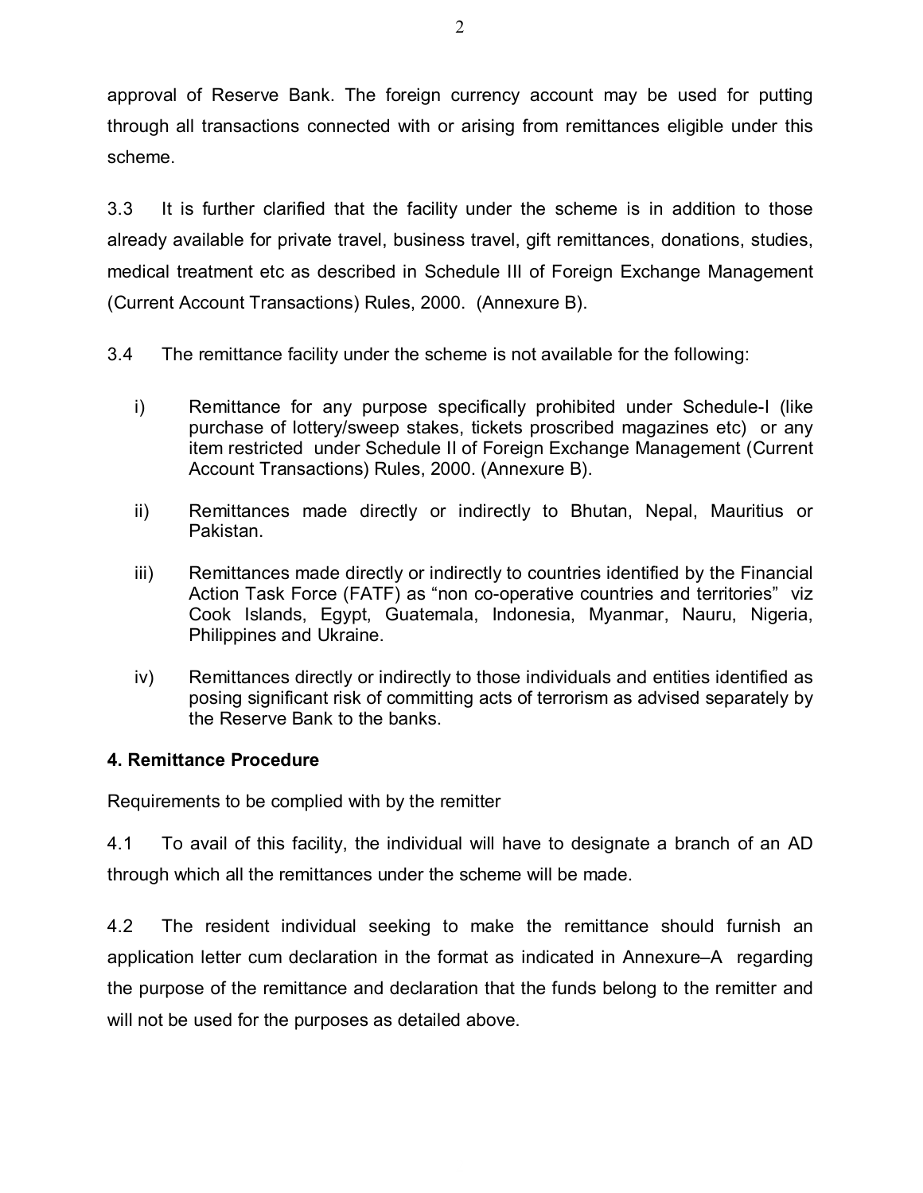approval of Reserve Bank. The foreign currency account may be used for putting through all transactions connected with or arising from remittances eligible under this scheme.

3.3 It is further clarified that the facility under the scheme is in addition to those already available for private travel, business travel, gift remittances, donations, studies, medical treatment etc as described in Schedule III of Foreign Exchange Management (Current Account Transactions) Rules, 2000. (Annexure B).

3.4 The remittance facility under the scheme is not available for the following:

i) Remittance for any purpose specifically prohibited under Schedule-I (like purchase of lottery/sweep stakes, tickets proscribed magazines etc) or any item restricted under Schedule II of Foreign Exchange Management (Current Account Transactions) Rules, 2000. (Annexure B).

ii) Remittances made directly or indirectly to Bhutan, Nepal, Mauritius or Pakistan.

iii) Remittances made directly or indirectly to countries identified by the Financial Action Task Force (FATF) as "non co-operative countries and territories" viz Cook Islands, Egypt, Guatemala, Indonesia, Myanmar, Nauru, Nigeria, Philippines and Ukraine.

iv) Remittances directly or indirectly to those individuals and entities identified as posing significant risk of committing acts of terrorism as advised separately by the Reserve Bank to the banks.

**4. Remittance Procedure**

Requirements to be complied with by the remitter

4.1 To avail of this facility, the individual will have to designate a branch of an AD through which all the remittances under the scheme will be made.

4.2 The resident individual seeking to make the remittance should furnish an application letter cum declaration in the format as indicated in Annexure–A regarding the purpose of the remittance and declaration that the funds belong to the remitter and will not be used for the purposes as detailed above.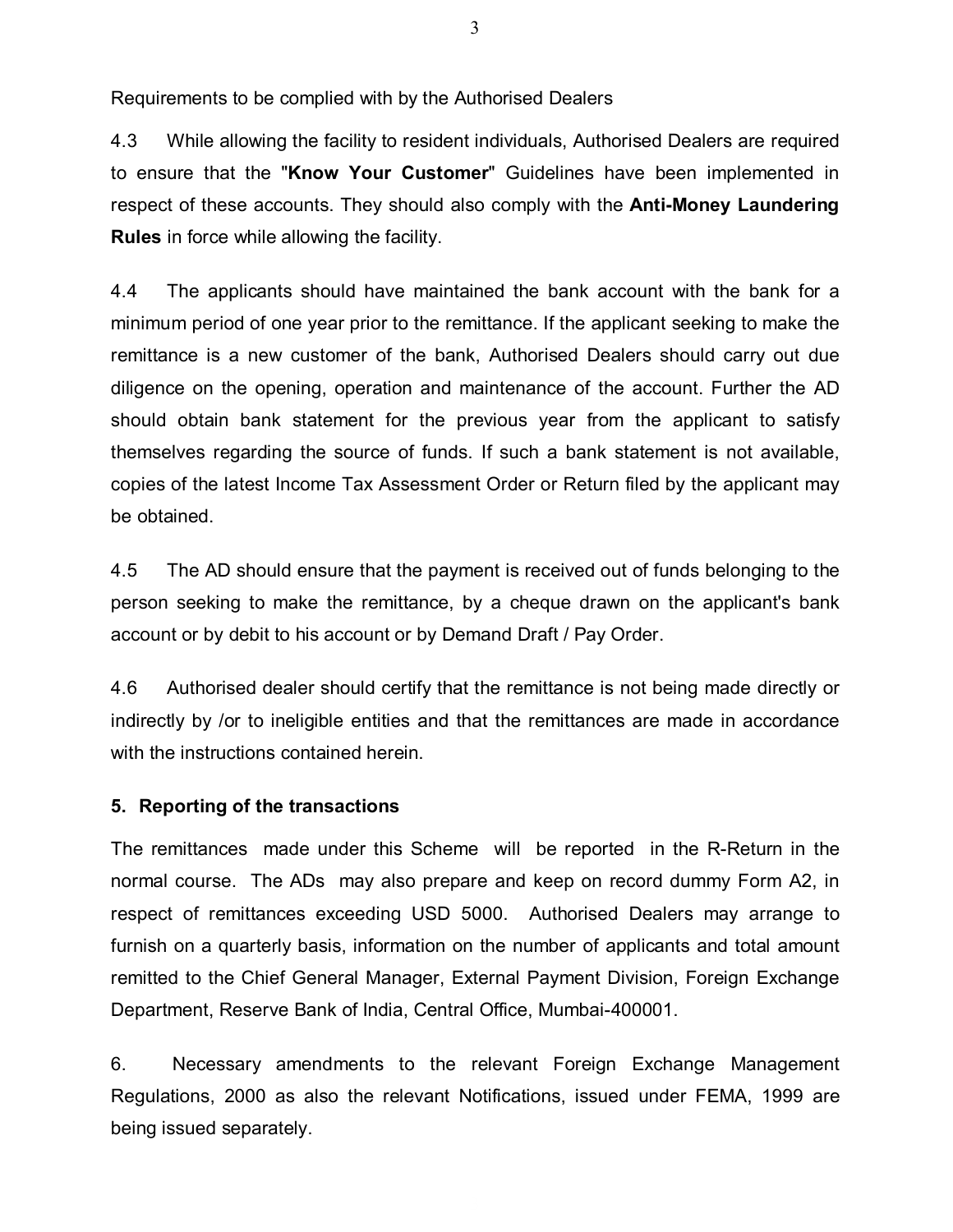Requirements to be complied with by the Authorised Dealers

4.3 While allowing the facility to resident individuals, Authorised Dealers are required to ensure that the "**Know Your Customer**" Guidelines have been implemented in respect of these accounts. They should also comply with the **Anti-Money Laundering Rules** in force while allowing the facility.

4.4 The applicants should have maintained the bank account with the bank for a minimum period of one year prior to the remittance. If the applicant seeking to make the remittance is a new customer of the bank, Authorised Dealers should carry out due diligence on the opening, operation and maintenance of the account. Further the AD should obtain bank statement for the previous year from the applicant to satisfy themselves regarding the source of funds. If such a bank statement is not available, copies of the latest Income Tax Assessment Order or Return filed by the applicant may be obtained.

4.5 The AD should ensure that the payment is received out of funds belonging to the person seeking to make the remittance, by a cheque drawn on the applicant's bank account or by debit to his account or by Demand Draft / Pay Order.

4.6 Authorised dealer should certify that the remittance is not being made directly or indirectly by /or to ineligible entities and that the remittances are made in accordance with the instructions contained herein.

**5. Reporting of the transactions**

The remittances made under this Scheme will be reported in the R-Return in the normal course. The ADs may also prepare and keep on record dummy Form A2, in respect of remittances exceeding USD 5000. Authorised Dealers may arrange to furnish on a quarterly basis, information on the number of applicants and total amount remitted to the Chief General Manager, External Payment Division, Foreign Exchange Department, Reserve Bank of India, Central Office, Mumbai-400001.

6. Necessary amendments to the relevant Foreign Exchange Management Regulations, 2000 as also the relevant Notifications, issued under FEMA, 1999 are being issued separately.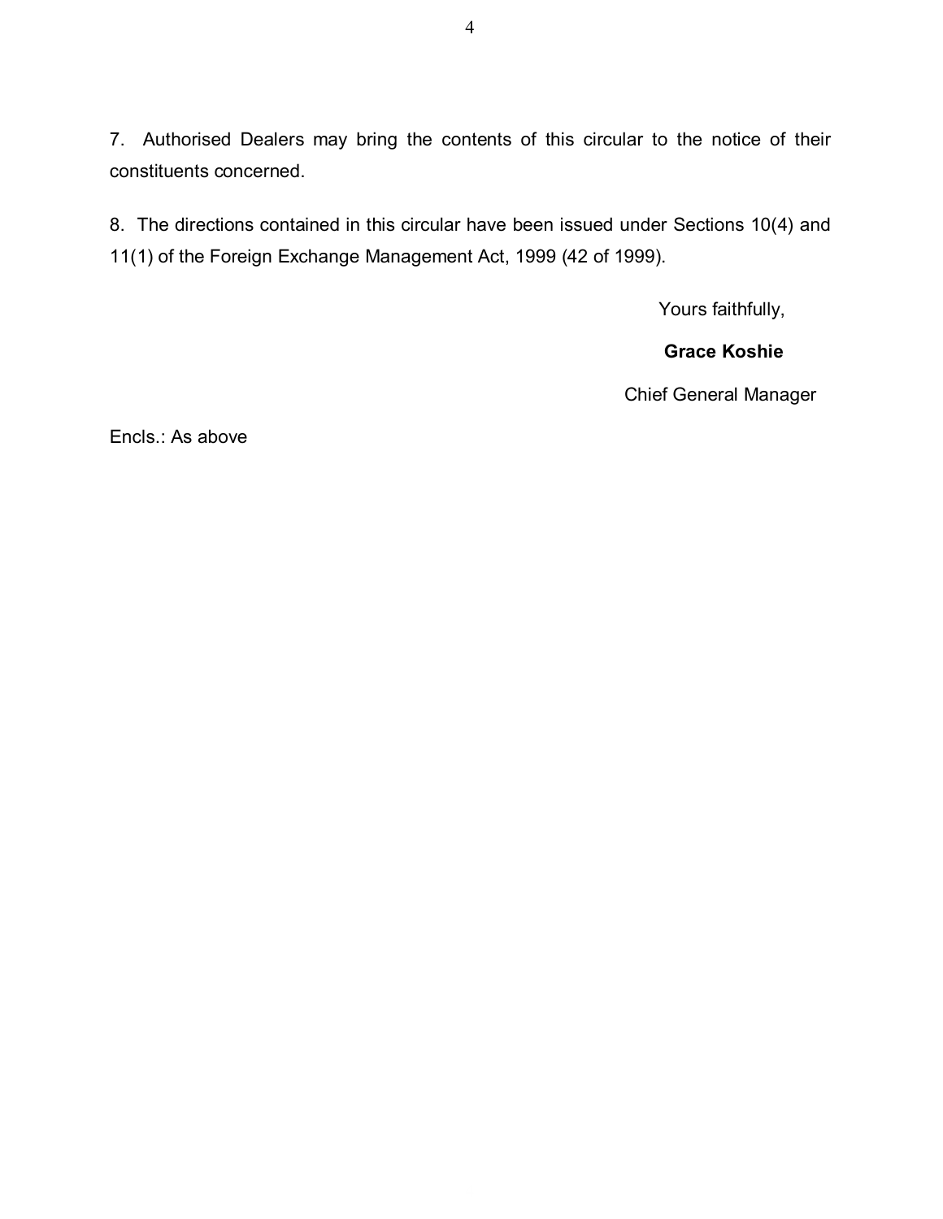7. Authorised Dealers may bring the contents of this circular to the notice of their constituents concerned.

8. The directions contained in this circular have been issued under Sections 10(4) and 11(1) of the Foreign Exchange Management Act, 1999 (42 of 1999).

Yours faithfully,

**Grace Koshie**

Chief General Manager

Encls.: As above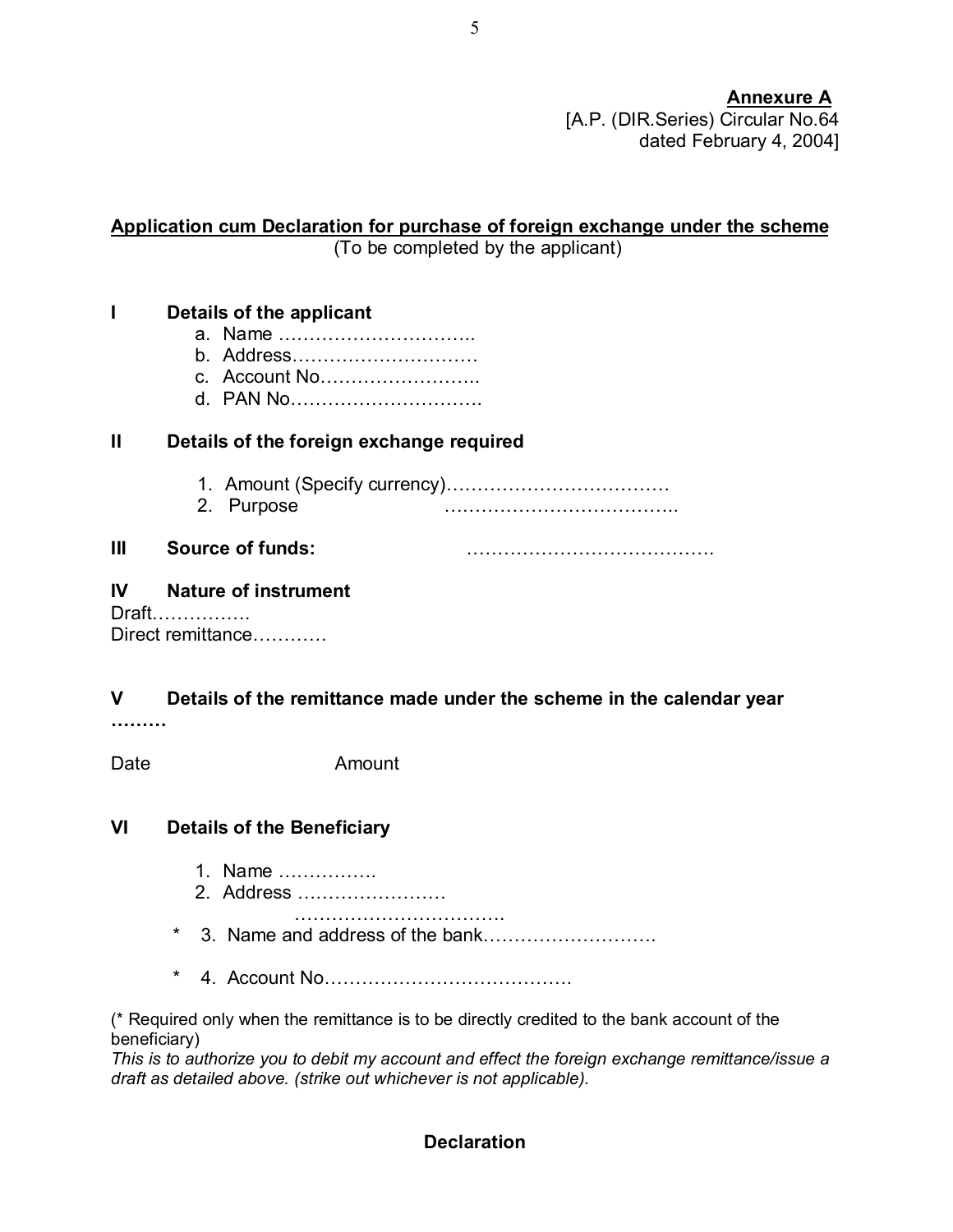**Annexure A**
[A.P. (DIR.Series) Circular No.64
dated February 4, 2004]

**Application cum Declaration for purchase of foreign exchange under the scheme**
(To be completed by the applicant)

**I Details of the applicant**

a. Name …………………………..
b. Address…………………………
c. Account No……………………..
d. PAN No………………………….

**II Details of the foreign exchange required**

1. Amount (Specify currency)………………………………
2. Purpose ………………………………..

**III Source of funds:** ………………………………….

**IV Nature of instrument**

Draft…………….
Direct remittance…………

**V Details of the remittance made under the scheme in the calendar year ………**

Date Amount

**VI Details of the Beneficiary**

1. Name …………….
2. Address ……………………
   …………………………….

\* 3. Name and address of the bank……………………….

\* 4. Account No…………………………………

(* Required only when the remittance is to be directly credited to the bank account of the beneficiary)

*This is to authorize you to debit my account and effect the foreign exchange remittance/issue a draft as detailed above. (strike out whichever is not applicable).*

**Declaration**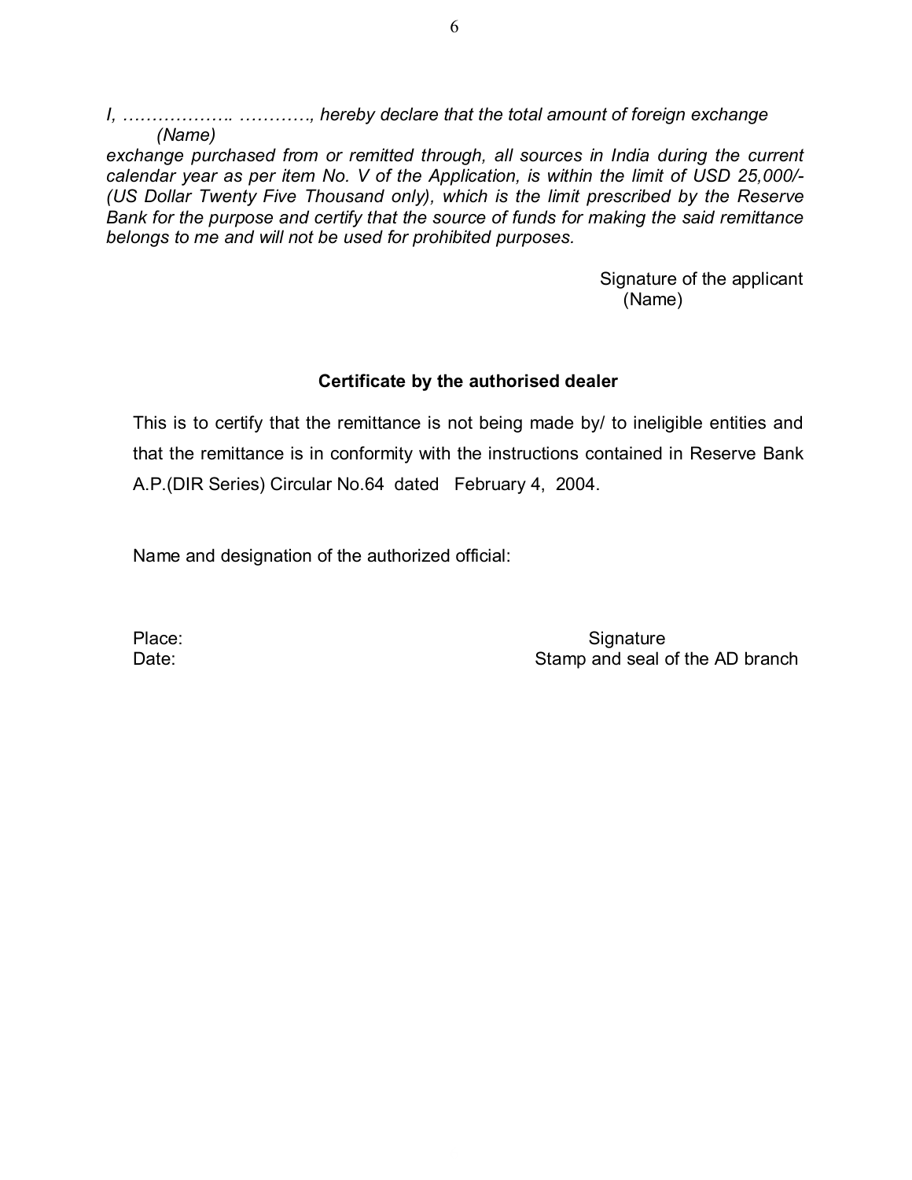*I, ………………. …………, hereby declare that the total amount of foreign exchange*
*(Name)*
*exchange purchased from or remitted through, all sources in India during the current calendar year as per item No. V of the Application, is within the limit of USD 25,000/- (US Dollar Twenty Five Thousand only), which is the limit prescribed by the Reserve Bank for the purpose and certify that the source of funds for making the said remittance belongs to me and will not be used for prohibited purposes.*

Signature of the applicant
(Name)

**Certificate by the authorised dealer**

This is to certify that the remittance is not being made by/ to ineligible entities and that the remittance is in conformity with the instructions contained in Reserve Bank A.P.(DIR Series) Circular No.64 dated February 4, 2004.

Name and designation of the authorized official:

Place: Signature
Date: Stamp and seal of the AD branch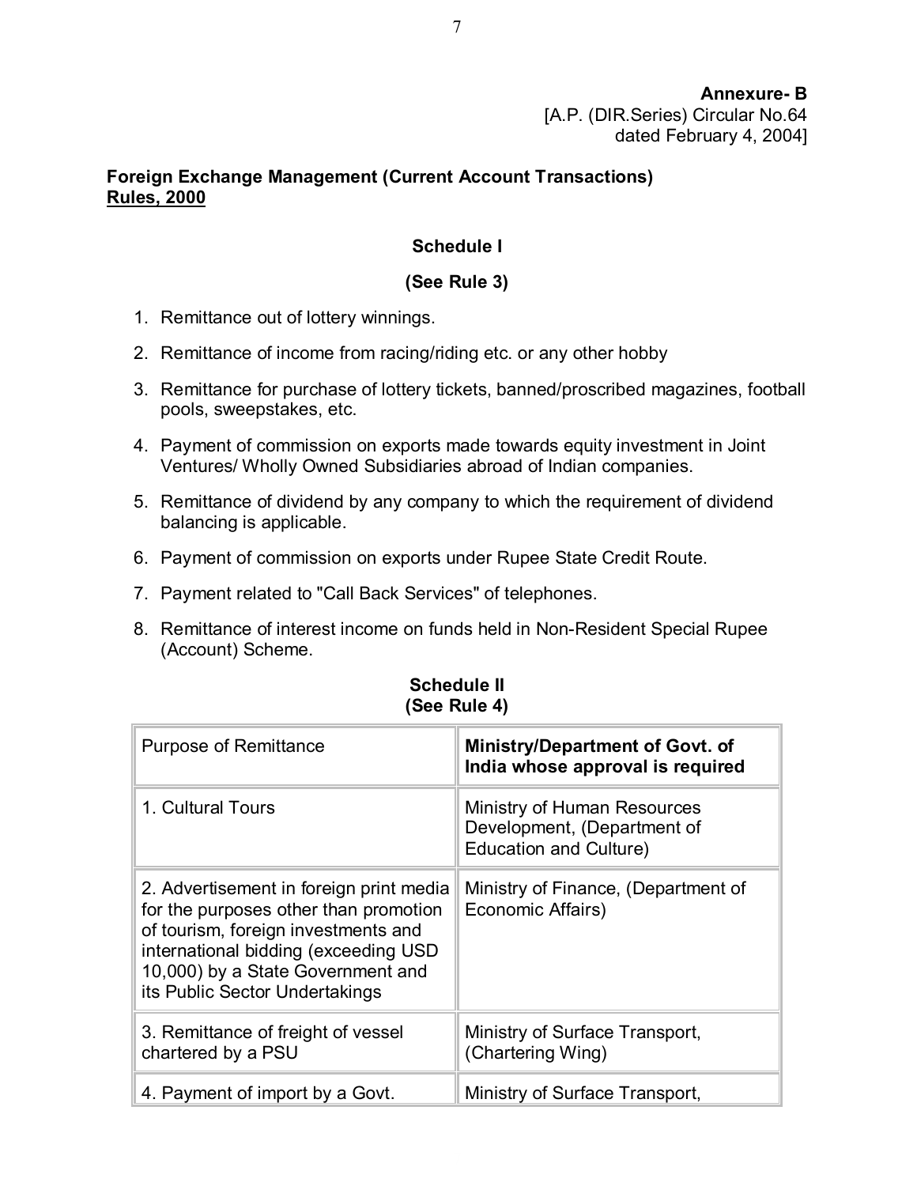**Annexure- B**
[A.P. (DIR.Series) Circular No.64
dated February 4, 2004]

**Foreign Exchange Management (Current Account Transactions) Rules, 2000**

### Schedule I

**(See Rule 3)**

1. Remittance out of lottery winnings.
2. Remittance of income from racing/riding etc. or any other hobby
3. Remittance for purchase of lottery tickets, banned/proscribed magazines, football pools, sweepstakes, etc.
4. Payment of commission on exports made towards equity investment in Joint Ventures/ Wholly Owned Subsidiaries abroad of Indian companies.
5. Remittance of dividend by any company to which the requirement of dividend balancing is applicable.
6. Payment of commission on exports under Rupee State Credit Route.
7. Payment related to "Call Back Services" of telephones.
8. Remittance of interest income on funds held in Non-Resident Special Rupee (Account) Scheme.

### Schedule II
**(See Rule 4)**

| Purpose of Remittance | **Ministry/Department of Govt. of India whose approval is required** |
|---|---|
| 1. Cultural Tours | Ministry of Human Resources Development, (Department of Education and Culture) |
| 2. Advertisement in foreign print media for the purposes other than promotion of tourism, foreign investments and international bidding (exceeding USD 10,000) by a State Government and its Public Sector Undertakings | Ministry of Finance, (Department of Economic Affairs) |
| 3. Remittance of freight of vessel chartered by a PSU | Ministry of Surface Transport, (Chartering Wing) |
| 4. Payment of import by a Govt. | Ministry of Surface Transport, |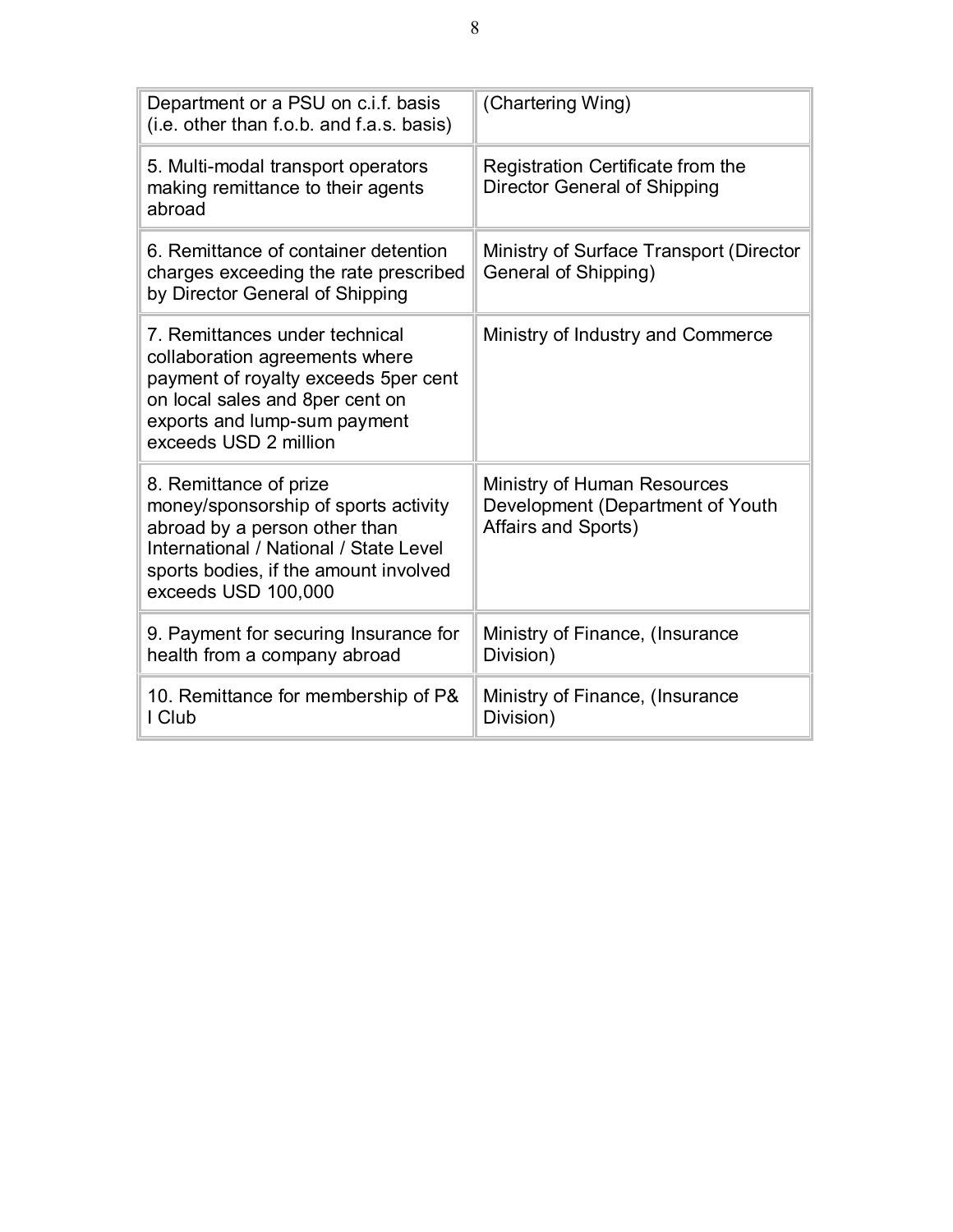| | |
|---|---|
| Department or a PSU on c.i.f. basis (i.e. other than f.o.b. and f.a.s. basis) | (Chartering Wing) |
| 5. Multi-modal transport operators making remittance to their agents abroad | Registration Certificate from the Director General of Shipping |
| 6. Remittance of container detention charges exceeding the rate prescribed by Director General of Shipping | Ministry of Surface Transport (Director General of Shipping) |
| 7. Remittances under technical collaboration agreements where payment of royalty exceeds 5per cent on local sales and 8per cent on exports and lump-sum payment exceeds USD 2 million | Ministry of Industry and Commerce |
| 8. Remittance of prize money/sponsorship of sports activity abroad by a person other than International / National / State Level sports bodies, if the amount involved exceeds USD 100,000 | Ministry of Human Resources Development (Department of Youth Affairs and Sports) |
| 9. Payment for securing Insurance for health from a company abroad | Ministry of Finance, (Insurance Division) |
| 10. Remittance for membership of P& I Club | Ministry of Finance, (Insurance Division) |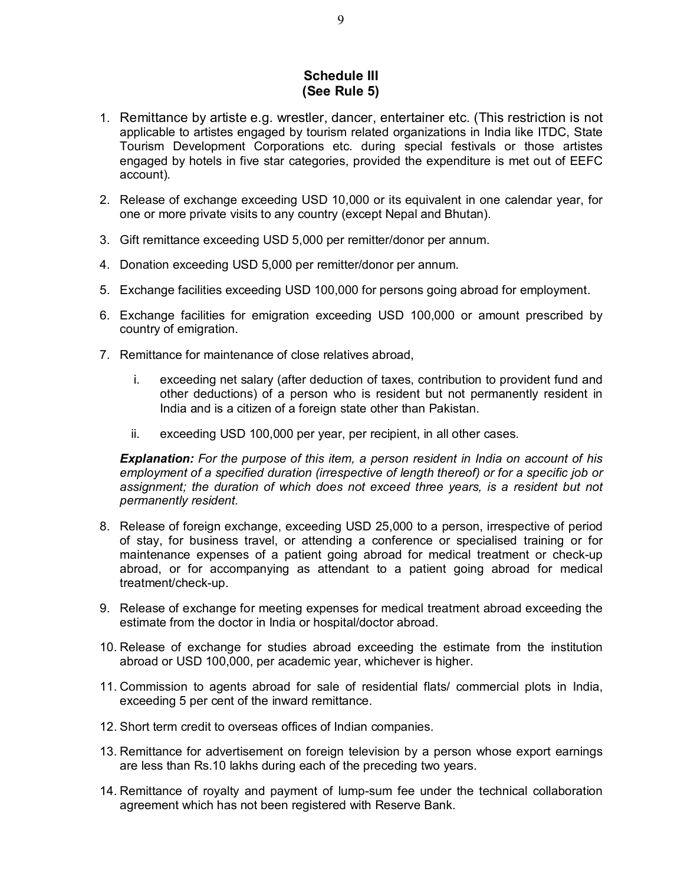## Schedule III
## (See Rule 5)

1. Remittance by artiste e.g. wrestler, dancer, entertainer etc. (This restriction is not applicable to artistes engaged by tourism related organizations in India like ITDC, State Tourism Development Corporations etc. during special festivals or those artistes engaged by hotels in five star categories, provided the expenditure is met out of EEFC account).

2. Release of exchange exceeding USD 10,000 or its equivalent in one calendar year, for one or more private visits to any country (except Nepal and Bhutan).

3. Gift remittance exceeding USD 5,000 per remitter/donor per annum.

4. Donation exceeding USD 5,000 per remitter/donor per annum.

5. Exchange facilities exceeding USD 100,000 for persons going abroad for employment.

6. Exchange facilities for emigration exceeding USD 100,000 or amount prescribed by country of emigration.

7. Remittance for maintenance of close relatives abroad,

   i. exceeding net salary (after deduction of taxes, contribution to provident fund and other deductions) of a person who is resident but not permanently resident in India and is a citizen of a foreign state other than Pakistan.

   ii. exceeding USD 100,000 per year, per recipient, in all other cases.

   ***Explanation:*** *For the purpose of this item, a person resident in India on account of his employment of a specified duration (irrespective of length thereof) or for a specific job or assignment; the duration of which does not exceed three years, is a resident but not permanently resident.*

8. Release of foreign exchange, exceeding USD 25,000 to a person, irrespective of period of stay, for business travel, or attending a conference or specialised training or for maintenance expenses of a patient going abroad for medical treatment or check-up abroad, or for accompanying as attendant to a patient going abroad for medical treatment/check-up.

9. Release of exchange for meeting expenses for medical treatment abroad exceeding the estimate from the doctor in India or hospital/doctor abroad.

10. Release of exchange for studies abroad exceeding the estimate from the institution abroad or USD 100,000, per academic year, whichever is higher.

11. Commission to agents abroad for sale of residential flats/ commercial plots in India, exceeding 5 per cent of the inward remittance.

12. Short term credit to overseas offices of Indian companies.

13. Remittance for advertisement on foreign television by a person whose export earnings are less than Rs.10 lakhs during each of the preceding two years.

14. Remittance of royalty and payment of lump-sum fee under the technical collaboration agreement which has not been registered with Reserve Bank.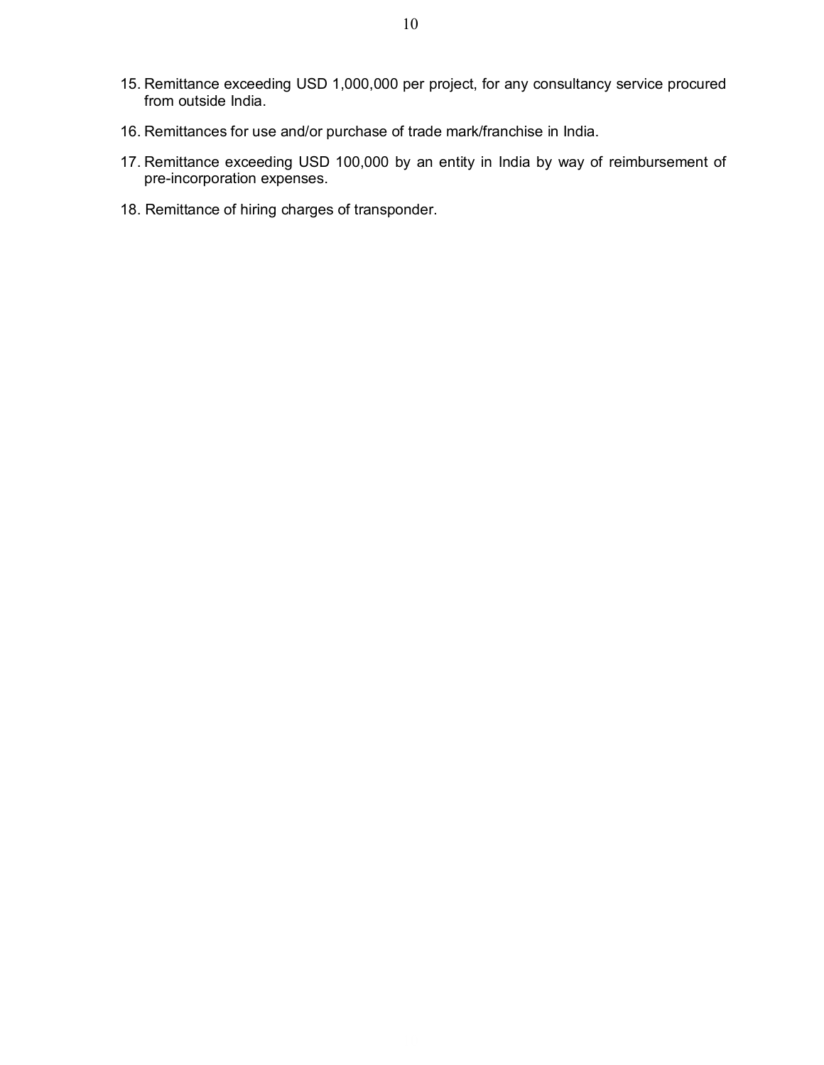15. Remittance exceeding USD 1,000,000 per project, for any consultancy service procured from outside India.
16. Remittances for use and/or purchase of trade mark/franchise in India.
17. Remittance exceeding USD 100,000 by an entity in India by way of reimbursement of pre-incorporation expenses.
18. Remittance of hiring charges of transponder.